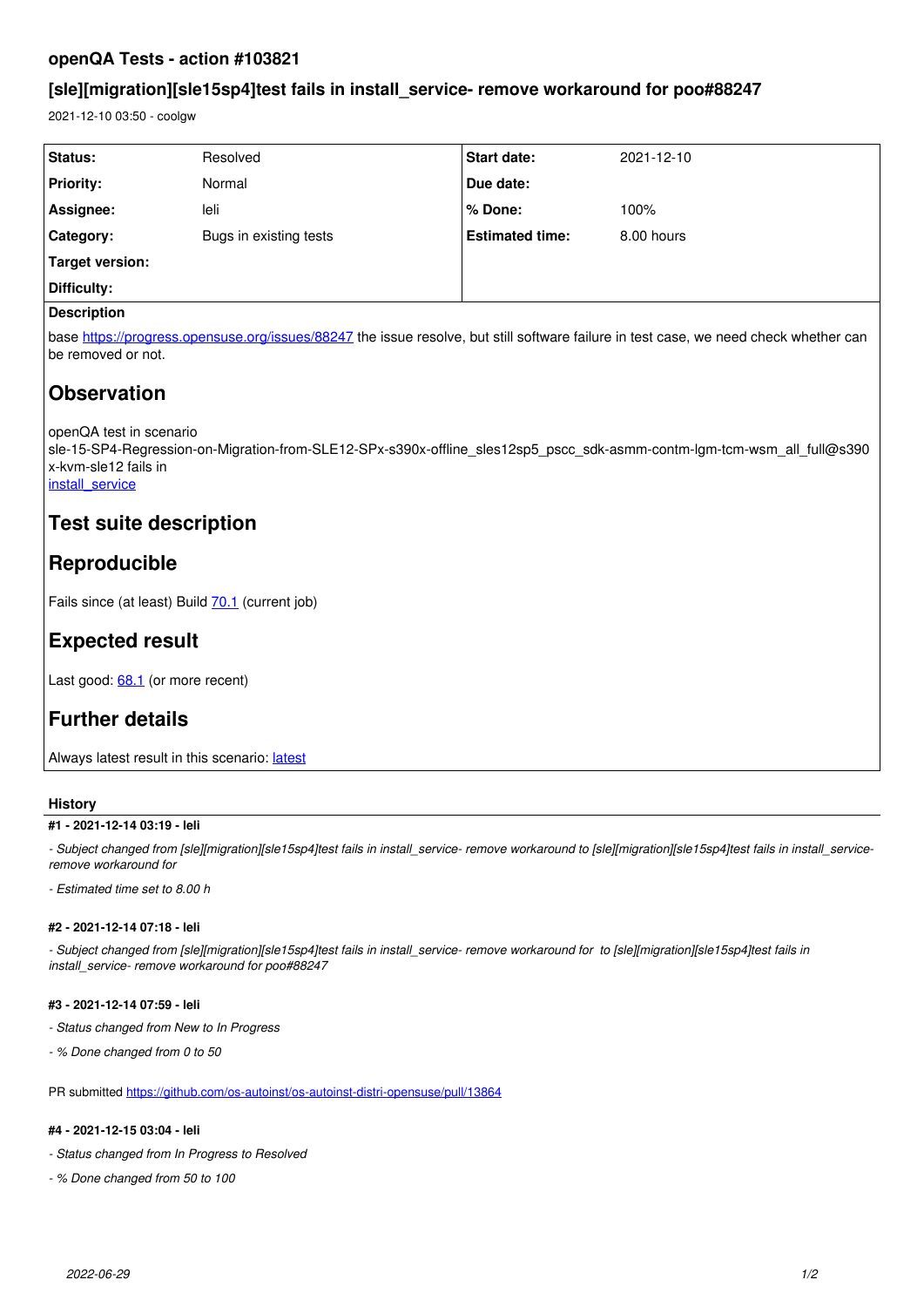## openQA Tests - action #103821

## [sle][migration][sle15sp4]test fails in install_service- remove workaround for poo#88247

2021-12-10 03:50 - coolgw

| | | | |
|---|---|---|---|
| **Status:** | Resolved | **Start date:** | 2021-12-10 |
| **Priority:** | Normal | **Due date:** | |
| **Assignee:** | leli | **% Done:** | 100% |
| **Category:** | Bugs in existing tests | **Estimated time:** | 8.00 hours |
| **Target version:** | | | |
| **Difficulty:** | | | |

**Description**

base https://progress.opensuse.org/issues/88247 the issue resolve, but still software failure in test case, we need check whether can be removed or not.

# Observation

openQA test in scenario sle-15-SP4-Regression-on-Migration-from-SLE12-SPx-s390x-offline_sles12sp5_pscc_sdk-asmm-contm-lgm-tcm-wsm_all_full@s390x-kvm-sle12 fails in
install_service

# Test suite description

# Reproducible

Fails since (at least) Build 70.1 (current job)

# Expected result

Last good: 68.1 (or more recent)

# Further details

Always latest result in this scenario: latest

### History

**#1 - 2021-12-14 03:19 - leli**

*- Subject changed from [sle][migration][sle15sp4]test fails in install_service- remove workaround to [sle][migration][sle15sp4]test fails in install_service- remove workaround for*

*- Estimated time set to 8.00 h*

**#2 - 2021-12-14 07:18 - leli**

*- Subject changed from [sle][migration][sle15sp4]test fails in install_service- remove workaround for to [sle][migration][sle15sp4]test fails in install_service- remove workaround for poo#88247*

**#3 - 2021-12-14 07:59 - leli**

*- Status changed from New to In Progress*

*- % Done changed from 0 to 50*

PR submitted https://github.com/os-autoinst/os-autoinst-distri-opensuse/pull/13864

**#4 - 2021-12-15 03:04 - leli**

*- Status changed from In Progress to Resolved*

*- % Done changed from 50 to 100*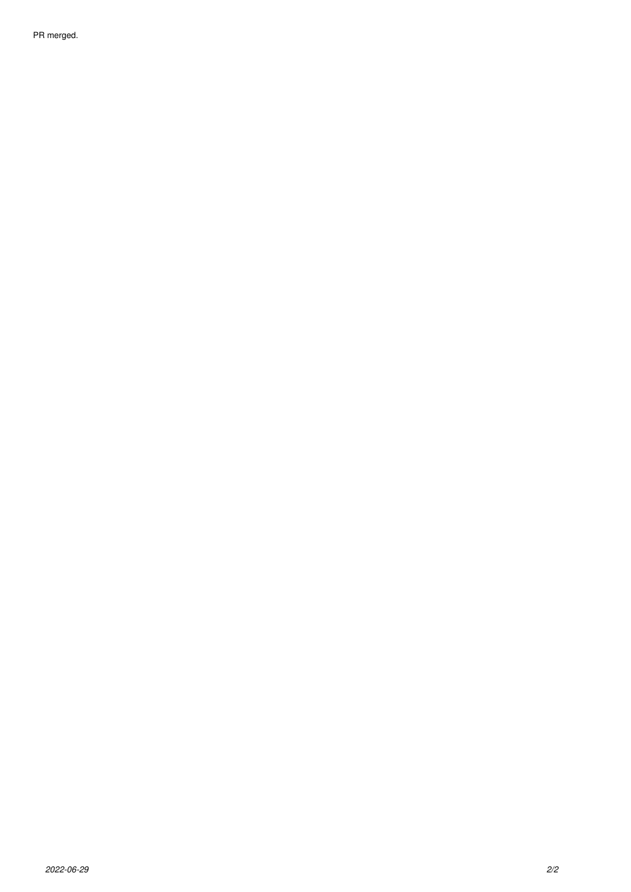PR merged.